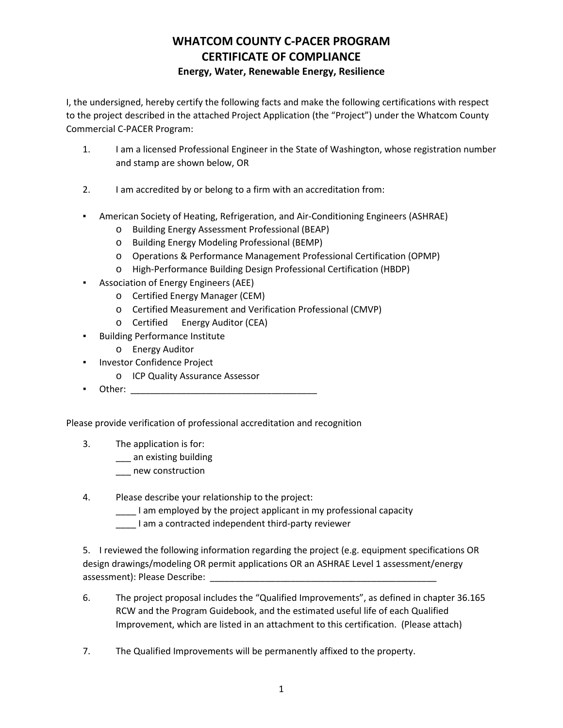# WHATCOM COUNTY C-PACER PROGRAM
# CERTIFICATE OF COMPLIANCE
### Energy, Water, Renewable Energy, Resilience

I, the undersigned, hereby certify the following facts and make the following certifications with respect to the project described in the attached Project Application (the "Project") under the Whatcom County Commercial C-PACER Program:

1. I am a licensed Professional Engineer in the State of Washington, whose registration number and stamp are shown below, OR

2. I am accredited by or belong to a firm with an accreditation from:

- American Society of Heating, Refrigeration, and Air-Conditioning Engineers (ASHRAE)
  - Building Energy Assessment Professional (BEAP)
  - Building Energy Modeling Professional (BEMP)
  - Operations & Performance Management Professional Certification (OPMP)
  - High-Performance Building Design Professional Certification (HBDP)
- Association of Energy Engineers (AEE)
  - Certified Energy Manager (CEM)
  - Certified Measurement and Verification Professional (CMVP)
  - Certified Energy Auditor (CEA)
- Building Performance Institute
  - Energy Auditor
- Investor Confidence Project
  - ICP Quality Assurance Assessor
- Other: ______________________________________

Please provide verification of professional accreditation and recognition

3. The application is for:
   ___ an existing building
   ___ new construction

4. Please describe your relationship to the project:
   ____ I am employed by the project applicant in my professional capacity
   ____ I am a contracted independent third-party reviewer

5. I reviewed the following information regarding the project (e.g. equipment specifications OR design drawings/modeling OR permit applications OR an ASHRAE Level 1 assessment/energy assessment): Please Describe: _______________________________________________

6. The project proposal includes the "Qualified Improvements", as defined in chapter 36.165 RCW and the Program Guidebook, and the estimated useful life of each Qualified Improvement, which are listed in an attachment to this certification. (Please attach)

7. The Qualified Improvements will be permanently affixed to the property.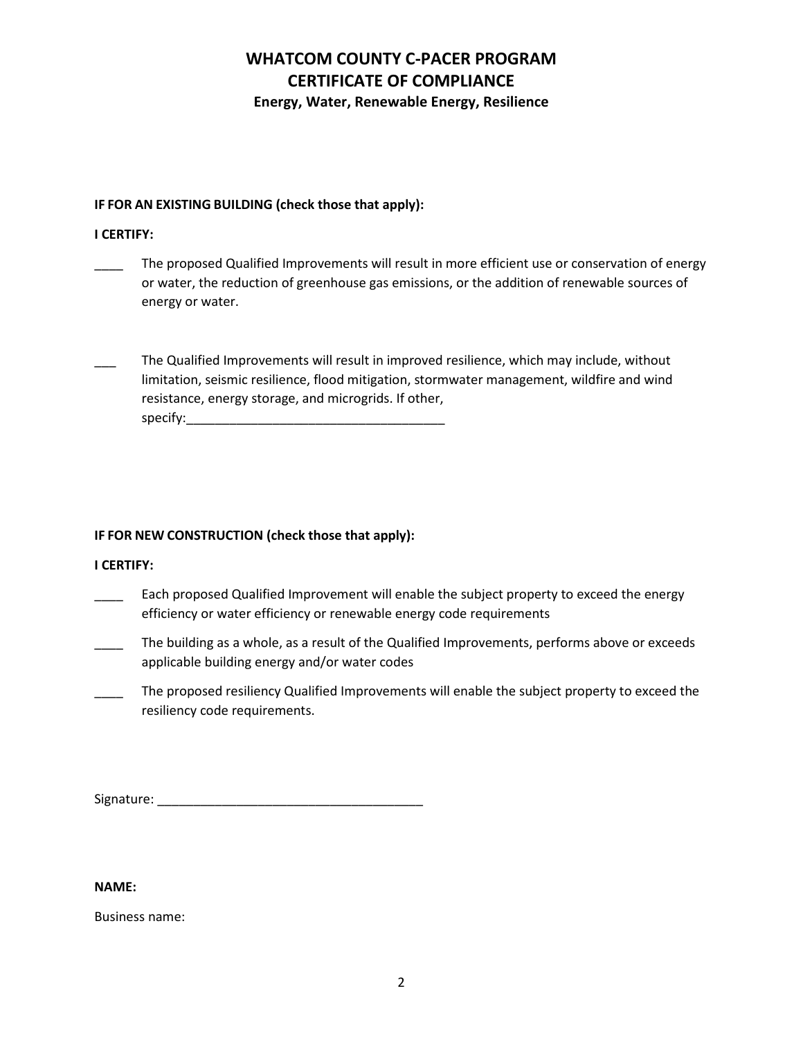# WHATCOM COUNTY C-PACER PROGRAM
# CERTIFICATE OF COMPLIANCE
### Energy, Water, Renewable Energy, Resilience

**IF FOR AN EXISTING BUILDING (check those that apply):**

**I CERTIFY:**

____ The proposed Qualified Improvements will result in more efficient use or conservation of energy or water, the reduction of greenhouse gas emissions, or the addition of renewable sources of energy or water.

___ The Qualified Improvements will result in improved resilience, which may include, without limitation, seismic resilience, flood mitigation, stormwater management, wildfire and wind resistance, energy storage, and microgrids. If other, specify:_____________________________________

**IF FOR NEW CONSTRUCTION (check those that apply):**

**I CERTIFY:**

____ Each proposed Qualified Improvement will enable the subject property to exceed the energy efficiency or water efficiency or renewable energy code requirements

____ The building as a whole, as a result of the Qualified Improvements, performs above or exceeds applicable building energy and/or water codes

____ The proposed resiliency Qualified Improvements will enable the subject property to exceed the resiliency code requirements.

Signature: ______________________________________

**NAME:**

Business name: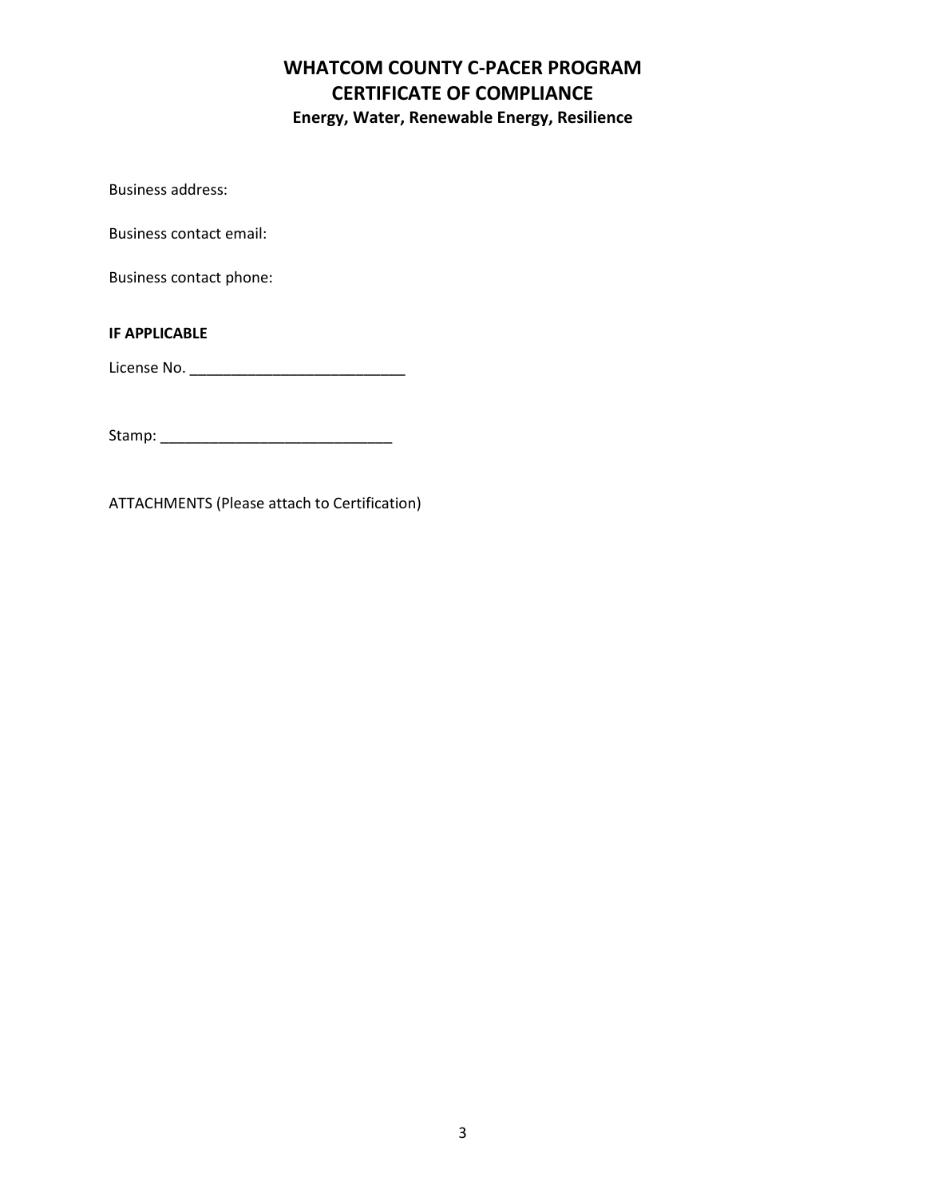# WHATCOM COUNTY C-PACER PROGRAM
# CERTIFICATE OF COMPLIANCE
### Energy, Water, Renewable Energy, Resilience

Business address:

Business contact email:

Business contact phone:

**IF APPLICABLE**

License No. ___________________________

Stamp: _____________________________

ATTACHMENTS (Please attach to Certification)